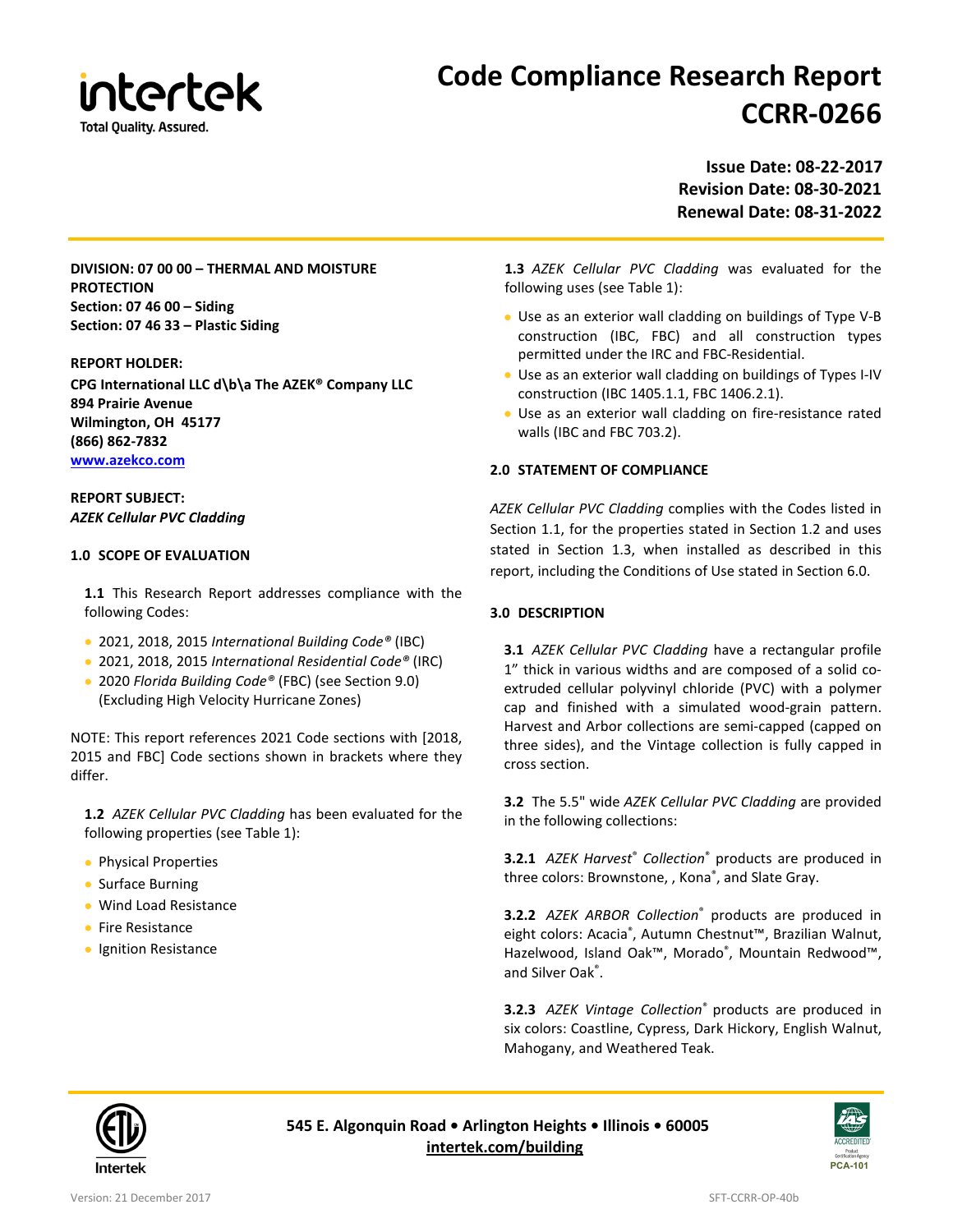# Code Compliance Research Report CCRR-0266

**Issue Date: 08-22-2017**
**Revision Date: 08-30-2021**
**Renewal Date: 08-31-2022**

**DIVISION: 07 00 00 – THERMAL AND MOISTURE PROTECTION**
**Section: 07 46 00 – Siding**
**Section: 07 46 33 – Plastic Siding**

**REPORT HOLDER:**
**CPG International LLC d\b\a The AZEK® Company LLC**
**894 Prairie Avenue**
**Wilmington, OH 45177**
**(866) 862-7832**
**[www.azekco.com](http://www.azekco.com)**

**REPORT SUBJECT:**
***AZEK Cellular PVC Cladding***

## 1.0 SCOPE OF EVALUATION

**1.1** This Research Report addresses compliance with the following Codes:

- 2021, 2018, 2015 *International Building Code®* (IBC)
- 2021, 2018, 2015 *International Residential Code®* (IRC)
- 2020 *Florida Building Code®* (FBC) (see Section 9.0) (Excluding High Velocity Hurricane Zones)

NOTE: This report references 2021 Code sections with [2018, 2015 and FBC] Code sections shown in brackets where they differ.

**1.2** *AZEK Cellular PVC Cladding* has been evaluated for the following properties (see Table 1):

- Physical Properties
- Surface Burning
- Wind Load Resistance
- Fire Resistance
- Ignition Resistance

**1.3** *AZEK Cellular PVC Cladding* was evaluated for the following uses (see Table 1):

- Use as an exterior wall cladding on buildings of Type V-B construction (IBC, FBC) and all construction types permitted under the IRC and FBC-Residential.
- Use as an exterior wall cladding on buildings of Types I-IV construction (IBC 1405.1.1, FBC 1406.2.1).
- Use as an exterior wall cladding on fire-resistance rated walls (IBC and FBC 703.2).

## 2.0 STATEMENT OF COMPLIANCE

*AZEK Cellular PVC Cladding* complies with the Codes listed in Section 1.1, for the properties stated in Section 1.2 and uses stated in Section 1.3, when installed as described in this report, including the Conditions of Use stated in Section 6.0.

## 3.0 DESCRIPTION

**3.1** *AZEK Cellular PVC Cladding* have a rectangular profile 1" thick in various widths and are composed of a solid co-extruded cellular polyvinyl chloride (PVC) with a polymer cap and finished with a simulated wood-grain pattern. Harvest and Arbor collections are semi-capped (capped on three sides), and the Vintage collection is fully capped in cross section.

**3.2** The 5.5" wide *AZEK Cellular PVC Cladding* are provided in the following collections:

**3.2.1** *AZEK Harvest® Collection®* products are produced in three colors: Brownstone, , Kona®, and Slate Gray.

**3.2.2** *AZEK ARBOR Collection®* products are produced in eight colors: Acacia®, Autumn Chestnut™, Brazilian Walnut, Hazelwood, Island Oak™, Morado®, Mountain Redwood™, and Silver Oak®.

**3.2.3** *AZEK Vintage Collection®* products are produced in six colors: Coastline, Cypress, Dark Hickory, English Walnut, Mahogany, and Weathered Teak.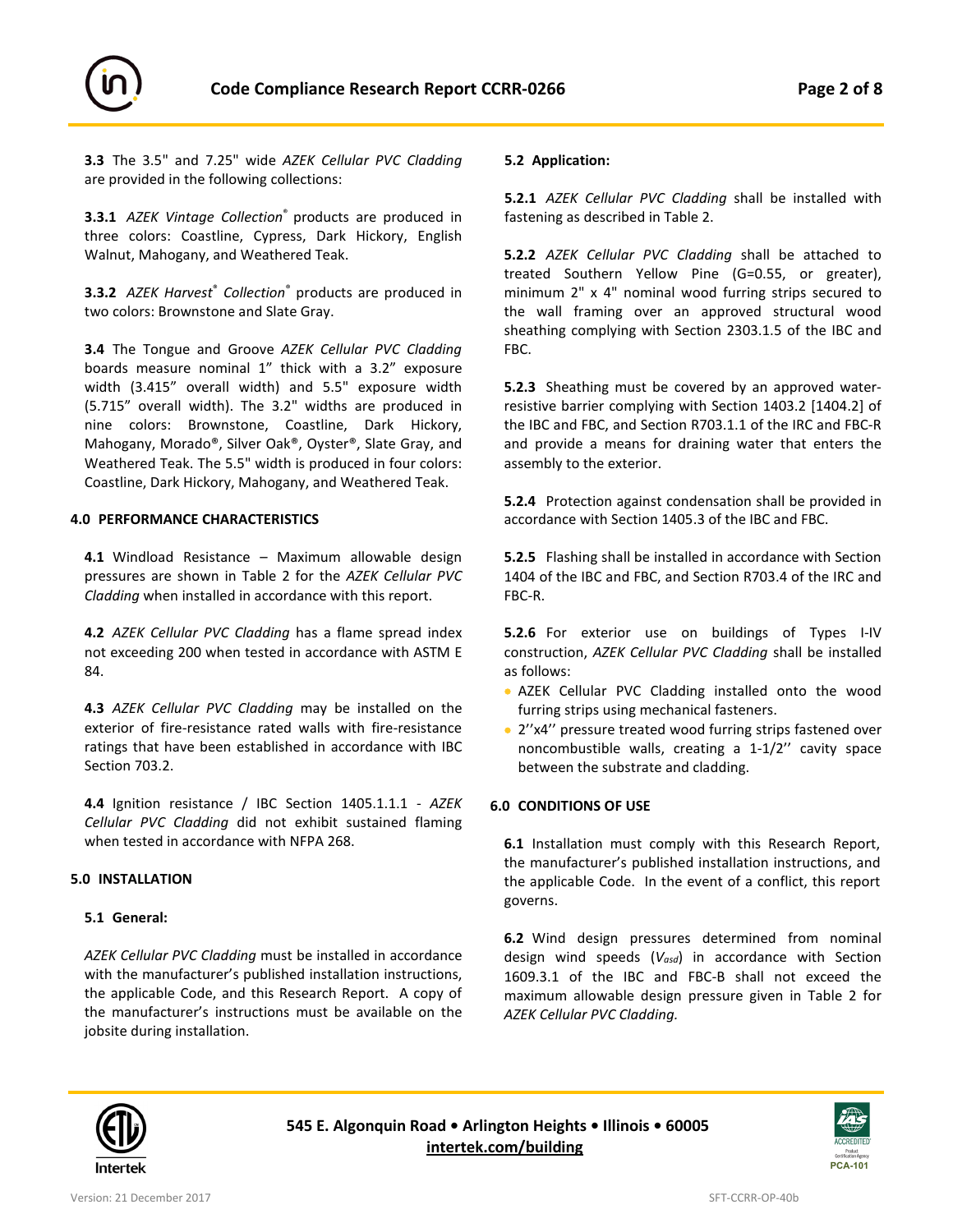**3.3** The 3.5" and 7.25" wide *AZEK Cellular PVC Cladding* are provided in the following collections:

**3.3.1** *AZEK Vintage Collection*® products are produced in three colors: Coastline, Cypress, Dark Hickory, English Walnut, Mahogany, and Weathered Teak.

**3.3.2** *AZEK Harvest*® *Collection*® products are produced in two colors: Brownstone and Slate Gray.

**3.4** The Tongue and Groove *AZEK Cellular PVC Cladding* boards measure nominal 1" thick with a 3.2" exposure width (3.415" overall width) and 5.5" exposure width (5.715" overall width). The 3.2" widths are produced in nine colors: Brownstone, Coastline, Dark Hickory, Mahogany, Morado®, Silver Oak®, Oyster®, Slate Gray, and Weathered Teak. The 5.5" width is produced in four colors: Coastline, Dark Hickory, Mahogany, and Weathered Teak.

## 4.0 PERFORMANCE CHARACTERISTICS

**4.1** Windload Resistance – Maximum allowable design pressures are shown in Table 2 for the *AZEK Cellular PVC Cladding* when installed in accordance with this report.

**4.2** *AZEK Cellular PVC Cladding* has a flame spread index not exceeding 200 when tested in accordance with ASTM E 84.

**4.3** *AZEK Cellular PVC Cladding* may be installed on the exterior of fire-resistance rated walls with fire-resistance ratings that have been established in accordance with IBC Section 703.2.

**4.4** Ignition resistance / IBC Section 1405.1.1.1 - *AZEK Cellular PVC Cladding* did not exhibit sustained flaming when tested in accordance with NFPA 268.

## 5.0 INSTALLATION

### 5.1 General:

*AZEK Cellular PVC Cladding* must be installed in accordance with the manufacturer's published installation instructions, the applicable Code, and this Research Report. A copy of the manufacturer's instructions must be available on the jobsite during installation.

### 5.2 Application:

**5.2.1** *AZEK Cellular PVC Cladding* shall be installed with fastening as described in Table 2.

**5.2.2** *AZEK Cellular PVC Cladding* shall be attached to treated Southern Yellow Pine (G=0.55, or greater), minimum 2" x 4" nominal wood furring strips secured to the wall framing over an approved structural wood sheathing complying with Section 2303.1.5 of the IBC and FBC.

**5.2.3** Sheathing must be covered by an approved water-resistive barrier complying with Section 1403.2 [1404.2] of the IBC and FBC, and Section R703.1.1 of the IRC and FBC-R and provide a means for draining water that enters the assembly to the exterior.

**5.2.4** Protection against condensation shall be provided in accordance with Section 1405.3 of the IBC and FBC.

**5.2.5** Flashing shall be installed in accordance with Section 1404 of the IBC and FBC, and Section R703.4 of the IRC and FBC-R.

**5.2.6** For exterior use on buildings of Types I-IV construction, *AZEK Cellular PVC Cladding* shall be installed as follows:

- AZEK Cellular PVC Cladding installed onto the wood furring strips using mechanical fasteners.
- 2''x4'' pressure treated wood furring strips fastened over noncombustible walls, creating a 1-1/2'' cavity space between the substrate and cladding.

## 6.0 CONDITIONS OF USE

**6.1** Installation must comply with this Research Report, the manufacturer's published installation instructions, and the applicable Code. In the event of a conflict, this report governs.

**6.2** Wind design pressures determined from nominal design wind speeds ($V_{asd}$) in accordance with Section 1609.3.1 of the IBC and FBC-B shall not exceed the maximum allowable design pressure given in Table 2 for *AZEK Cellular PVC Cladding.*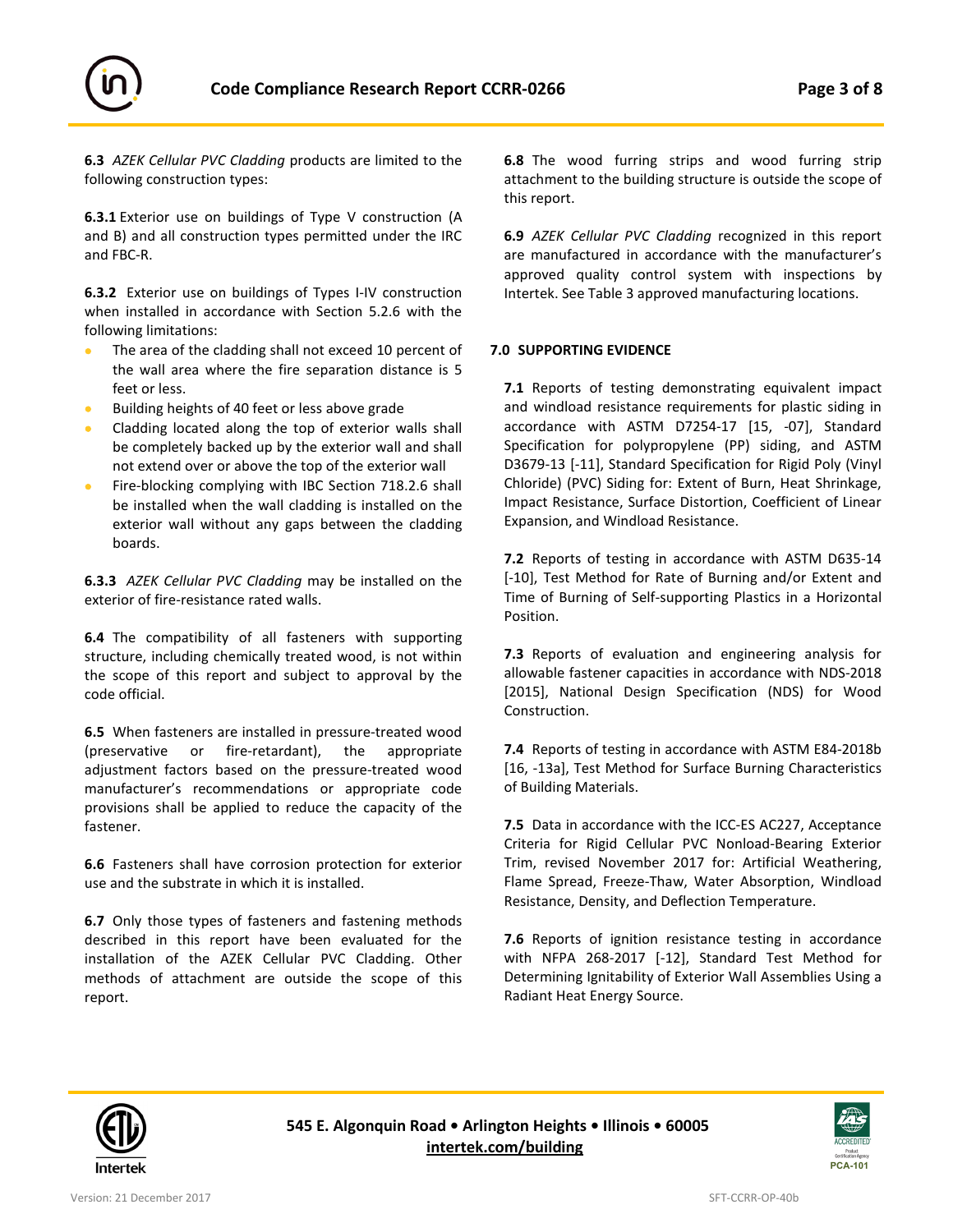**6.3** *AZEK Cellular PVC Cladding* products are limited to the following construction types:

**6.3.1** Exterior use on buildings of Type V construction (A and B) and all construction types permitted under the IRC and FBC-R.

**6.3.2** Exterior use on buildings of Types I-IV construction when installed in accordance with Section 5.2.6 with the following limitations:

- The area of the cladding shall not exceed 10 percent of the wall area where the fire separation distance is 5 feet or less.
- Building heights of 40 feet or less above grade
- Cladding located along the top of exterior walls shall be completely backed up by the exterior wall and shall not extend over or above the top of the exterior wall
- Fire-blocking complying with IBC Section 718.2.6 shall be installed when the wall cladding is installed on the exterior wall without any gaps between the cladding boards.

**6.3.3** *AZEK Cellular PVC Cladding* may be installed on the exterior of fire-resistance rated walls.

**6.4** The compatibility of all fasteners with supporting structure, including chemically treated wood, is not within the scope of this report and subject to approval by the code official.

**6.5** When fasteners are installed in pressure-treated wood (preservative or fire-retardant), the appropriate adjustment factors based on the pressure-treated wood manufacturer's recommendations or appropriate code provisions shall be applied to reduce the capacity of the fastener.

**6.6** Fasteners shall have corrosion protection for exterior use and the substrate in which it is installed.

**6.7** Only those types of fasteners and fastening methods described in this report have been evaluated for the installation of the AZEK Cellular PVC Cladding. Other methods of attachment are outside the scope of this report.

**6.8** The wood furring strips and wood furring strip attachment to the building structure is outside the scope of this report.

**6.9** *AZEK Cellular PVC Cladding* recognized in this report are manufactured in accordance with the manufacturer's approved quality control system with inspections by Intertek. See Table 3 approved manufacturing locations.

## 7.0 SUPPORTING EVIDENCE

**7.1** Reports of testing demonstrating equivalent impact and windload resistance requirements for plastic siding in accordance with ASTM D7254-17 [15, -07], Standard Specification for polypropylene (PP) siding, and ASTM D3679-13 [-11], Standard Specification for Rigid Poly (Vinyl Chloride) (PVC) Siding for: Extent of Burn, Heat Shrinkage, Impact Resistance, Surface Distortion, Coefficient of Linear Expansion, and Windload Resistance.

**7.2** Reports of testing in accordance with ASTM D635-14 [-10], Test Method for Rate of Burning and/or Extent and Time of Burning of Self-supporting Plastics in a Horizontal Position.

**7.3** Reports of evaluation and engineering analysis for allowable fastener capacities in accordance with NDS-2018 [2015], National Design Specification (NDS) for Wood Construction.

**7.4** Reports of testing in accordance with ASTM E84-2018b [16, -13a], Test Method for Surface Burning Characteristics of Building Materials.

**7.5** Data in accordance with the ICC-ES AC227, Acceptance Criteria for Rigid Cellular PVC Nonload-Bearing Exterior Trim, revised November 2017 for: Artificial Weathering, Flame Spread, Freeze-Thaw, Water Absorption, Windload Resistance, Density, and Deflection Temperature.

**7.6** Reports of ignition resistance testing in accordance with NFPA 268-2017 [-12], Standard Test Method for Determining Ignitability of Exterior Wall Assemblies Using a Radiant Heat Energy Source.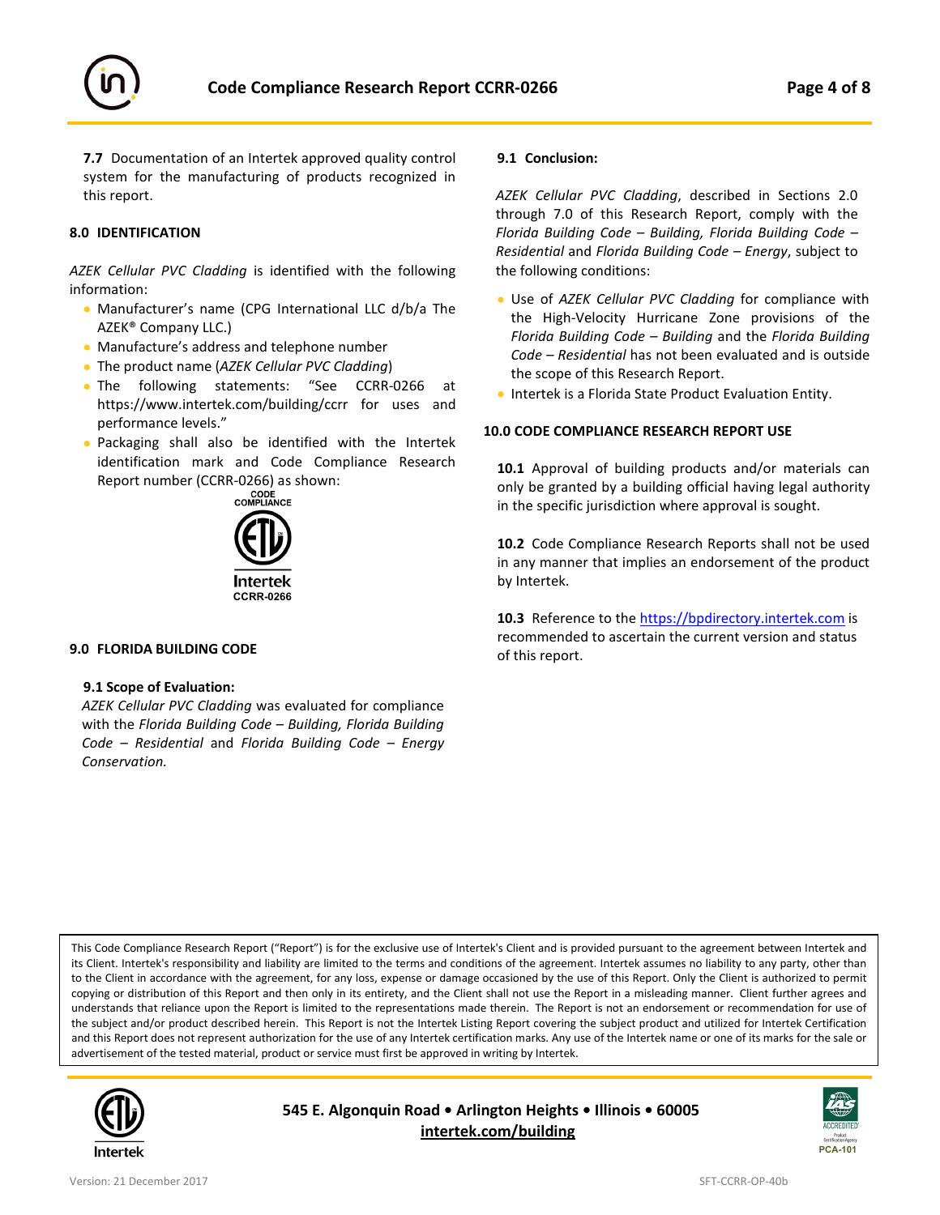**7.7** Documentation of an Intertek approved quality control system for the manufacturing of products recognized in this report.

## 8.0 IDENTIFICATION

*AZEK Cellular PVC Cladding* is identified with the following information:

- Manufacturer's name (CPG International LLC d/b/a The AZEK® Company LLC.)
- Manufacture's address and telephone number
- The product name (*AZEK Cellular PVC Cladding*)
- The following statements: "See CCRR-0266 at https://www.intertek.com/building/ccrr for uses and performance levels."
- Packaging shall also be identified with the Intertek identification mark and Code Compliance Research Report number (CCRR-0266) as shown:

CODE COMPLIANCE

Intertek

CCRR-0266

## 9.0 FLORIDA BUILDING CODE

### 9.1 Scope of Evaluation:

*AZEK Cellular PVC Cladding* was evaluated for compliance with the *Florida Building Code – Building, Florida Building Code – Residential* and *Florida Building Code – Energy Conservation.*

### 9.1 Conclusion:

*AZEK Cellular PVC Cladding*, described in Sections 2.0 through 7.0 of this Research Report, comply with the *Florida Building Code – Building, Florida Building Code – Residential* and *Florida Building Code – Energy*, subject to the following conditions:

- Use of *AZEK Cellular PVC Cladding* for compliance with the High-Velocity Hurricane Zone provisions of the *Florida Building Code – Building* and the *Florida Building Code – Residential* has not been evaluated and is outside the scope of this Research Report.
- Intertek is a Florida State Product Evaluation Entity.

## 10.0 CODE COMPLIANCE RESEARCH REPORT USE

**10.1** Approval of building products and/or materials can only be granted by a building official having legal authority in the specific jurisdiction where approval is sought.

**10.2** Code Compliance Research Reports shall not be used in any manner that implies an endorsement of the product by Intertek.

**10.3** Reference to the https://bpdirectory.intertek.com is recommended to ascertain the current version and status of this report.

This Code Compliance Research Report ("Report") is for the exclusive use of Intertek's Client and is provided pursuant to the agreement between Intertek and its Client. Intertek's responsibility and liability are limited to the terms and conditions of the agreement. Intertek assumes no liability to any party, other than to the Client in accordance with the agreement, for any loss, expense or damage occasioned by the use of this Report. Only the Client is authorized to permit copying or distribution of this Report and then only in its entirety, and the Client shall not use the Report in a misleading manner. Client further agrees and understands that reliance upon the Report is limited to the representations made therein. The Report is not an endorsement or recommendation for use of the subject and/or product described herein. This Report is not the Intertek Listing Report covering the subject product and utilized for Intertek Certification and this Report does not represent authorization for the use of any Intertek certification marks. Any use of the Intertek name or one of its marks for the sale or advertisement of the tested material, product or service must first be approved in writing by Intertek.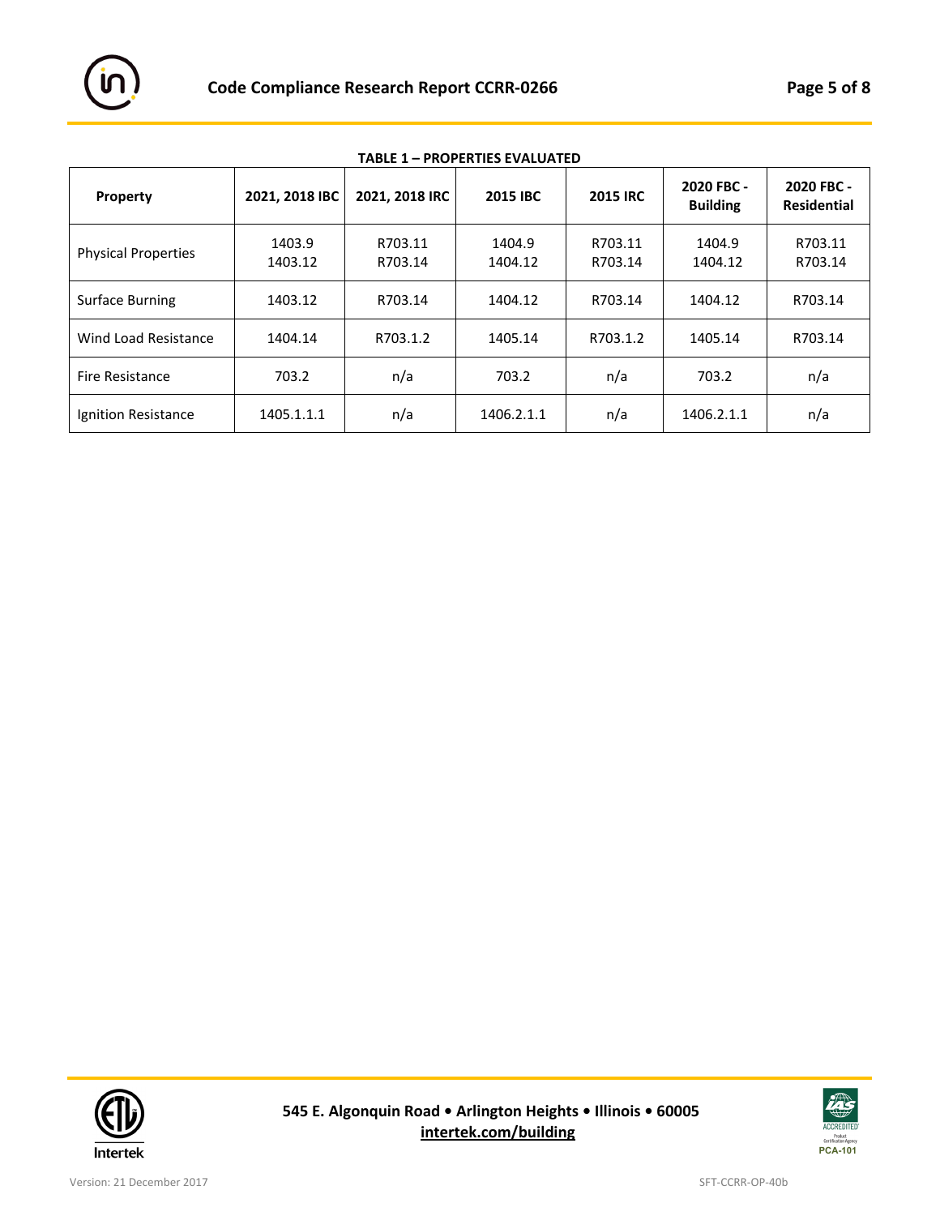**TABLE 1 – PROPERTIES EVALUATED**

| Property | 2021, 2018 IBC | 2021, 2018 IRC | 2015 IBC | 2015 IRC | 2020 FBC - Building | 2020 FBC - Residential |
|---|---|---|---|---|---|---|
| Physical Properties | 1403.9<br>1403.12 | R703.11<br>R703.14 | 1404.9<br>1404.12 | R703.11<br>R703.14 | 1404.9<br>1404.12 | R703.11<br>R703.14 |
| Surface Burning | 1403.12 | R703.14 | 1404.12 | R703.14 | 1404.12 | R703.14 |
| Wind Load Resistance | 1404.14 | R703.1.2 | 1405.14 | R703.1.2 | 1405.14 | R703.14 |
| Fire Resistance | 703.2 | n/a | 703.2 | n/a | 703.2 | n/a |
| Ignition Resistance | 1405.1.1.1 | n/a | 1406.2.1.1 | n/a | 1406.2.1.1 | n/a |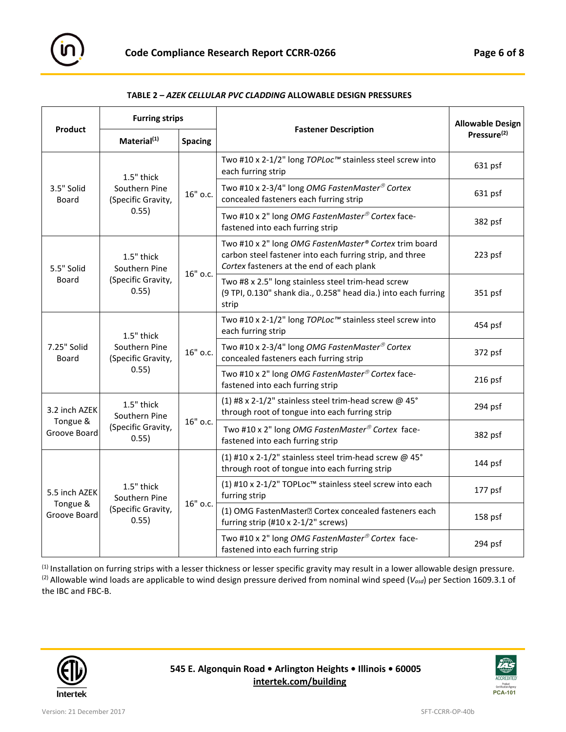**TABLE 2 – *AZEK CELLULAR PVC CLADDING* ALLOWABLE DESIGN PRESSURES**

| Product | Furring strips | | Fastener Description | Allowable Design Pressure[2] |
|---|---|---|---|---|
| | Material[1] | Spacing | | |
| 3.5" Solid Board | 1.5" thick Southern Pine (Specific Gravity, 0.55) | 16" o.c. | Two #10 x 2-1/2" long *TOPLoc™* stainless steel screw into each furring strip | 631 psf |
| | | | Two #10 x 2-3/4" long *OMG FastenMaster® Cortex* concealed fasteners each furring strip | 631 psf |
| | | | Two #10 x 2" long *OMG FastenMaster® Cortex* face-fastened into each furring strip | 382 psf |
| 5.5" Solid Board | 1.5" thick Southern Pine (Specific Gravity, 0.55) | 16" o.c. | Two #10 x 2" long *OMG FastenMaster® Cortex* trim board carbon steel fastener into each furring strip, and three *Cortex* fasteners at the end of each plank | 223 psf |
| | | | Two #8 x 2.5" long stainless steel trim-head screw (9 TPI, 0.130" shank dia., 0.258" head dia.) into each furring strip | 351 psf |
| 7.25" Solid Board | 1.5" thick Southern Pine (Specific Gravity, 0.55) | 16" o.c. | Two #10 x 2-1/2" long *TOPLoc™* stainless steel screw into each furring strip | 454 psf |
| | | | Two #10 x 2-3/4" long *OMG FastenMaster® Cortex* concealed fasteners each furring strip | 372 psf |
| | | | Two #10 x 2" long *OMG FastenMaster® Cortex* face-fastened into each furring strip | 216 psf |
| 3.2 inch AZEK Tongue & Groove Board | 1.5" thick Southern Pine (Specific Gravity, 0.55) | 16" o.c. | (1) #8 x 2-1/2" stainless steel trim-head screw @ 45° through root of tongue into each furring strip | 294 psf |
| | | | Two #10 x 2" long *OMG FastenMaster® Cortex* face-fastened into each furring strip | 382 psf |
| 5.5 inch AZEK Tongue & Groove Board | 1.5" thick Southern Pine (Specific Gravity, 0.55) | 16" o.c. | (1) #10 x 2-1/2" stainless steel trim-head screw @ 45° through root of tongue into each furring strip | 144 psf |
| | | | (1) #10 x 2-1/2" TOPLoc™ stainless steel screw into each furring strip | 177 psf |
| | | | (1) OMG FastenMaster® Cortex concealed fasteners each furring strip (#10 x 2-1/2" screws) | 158 psf |
| | | | Two #10 x 2" long *OMG FastenMaster® Cortex* face-fastened into each furring strip | 294 psf |

[1] Installation on furring strips with a lesser thickness or lesser specific gravity may result in a lower allowable design pressure.
[2] Allowable wind loads are applicable to wind design pressure derived from nominal wind speed ($V_{asd}$) per Section 1609.3.1 of the IBC and FBC-B.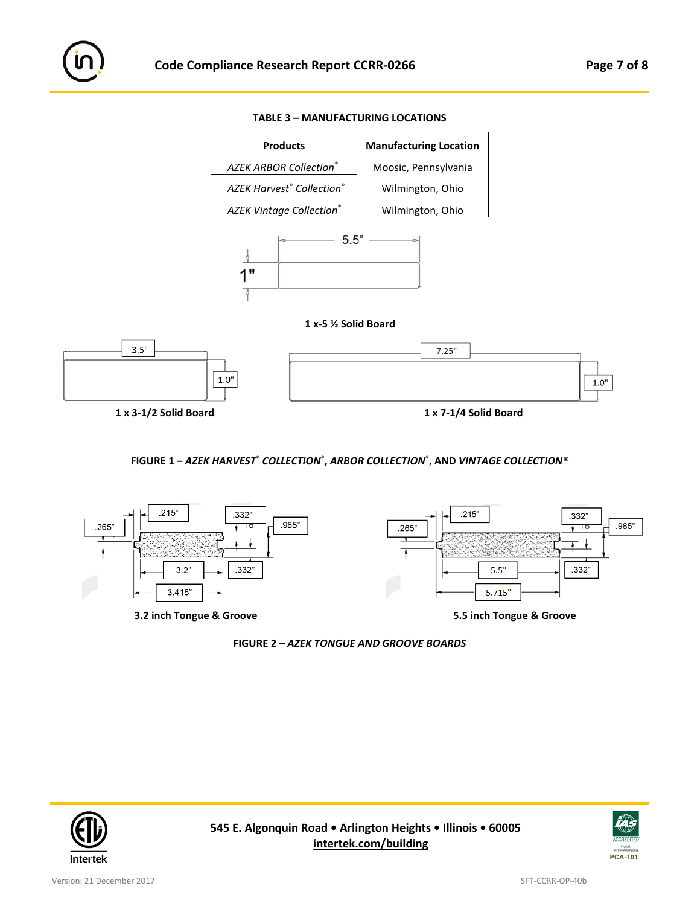**TABLE 3 – MANUFACTURING LOCATIONS**

| Products | Manufacturing Location |
|---|---|
| *AZEK ARBOR Collection®* | Moosic, Pennsylvania |
| *AZEK Harvest® Collection®* | Wilmington, Ohio |
| *AZEK Vintage Collection®* | Wilmington, Ohio |

5.5"

1"

**1 x-5 ½ Solid Board**

3.5"

1.0"

**1 x 3-1/2 Solid Board**

7.25"

1.0"

**1 x 7-1/4 Solid Board**

**FIGURE 1 – *AZEK HARVEST® COLLECTION®*, *ARBOR COLLECTION®*, AND *VINTAGE COLLECTION®***

.215" .265" .332" .985" 3.2" .332" 3.415"

**3.2 inch Tongue & Groove**

.215" .265" .332" .985" 5.5" .332" 5.715"

**5.5 inch Tongue & Groove**

**FIGURE 2 – *AZEK TONGUE AND GROOVE BOARDS***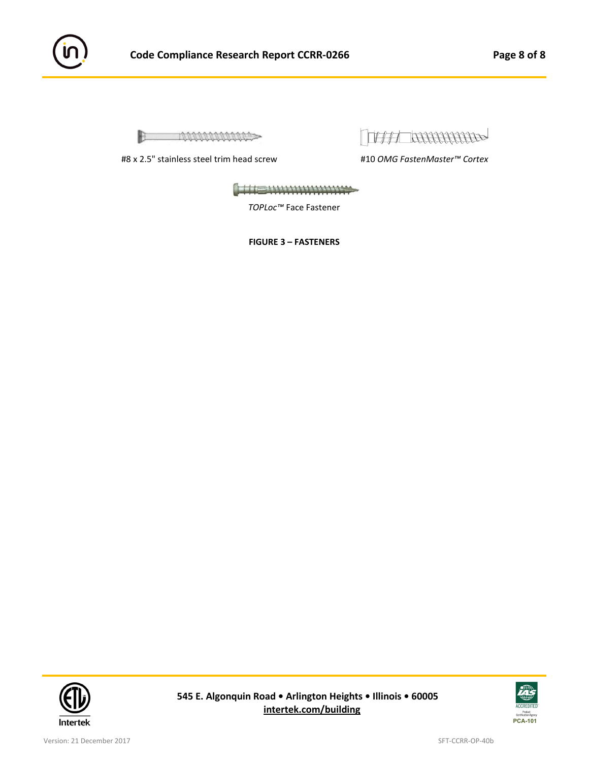#8 x 2.5" stainless steel trim head screw

#10 *OMG FastenMaster™ Cortex*

*TOPLoc™* Face Fastener

**FIGURE 3 – FASTENERS**